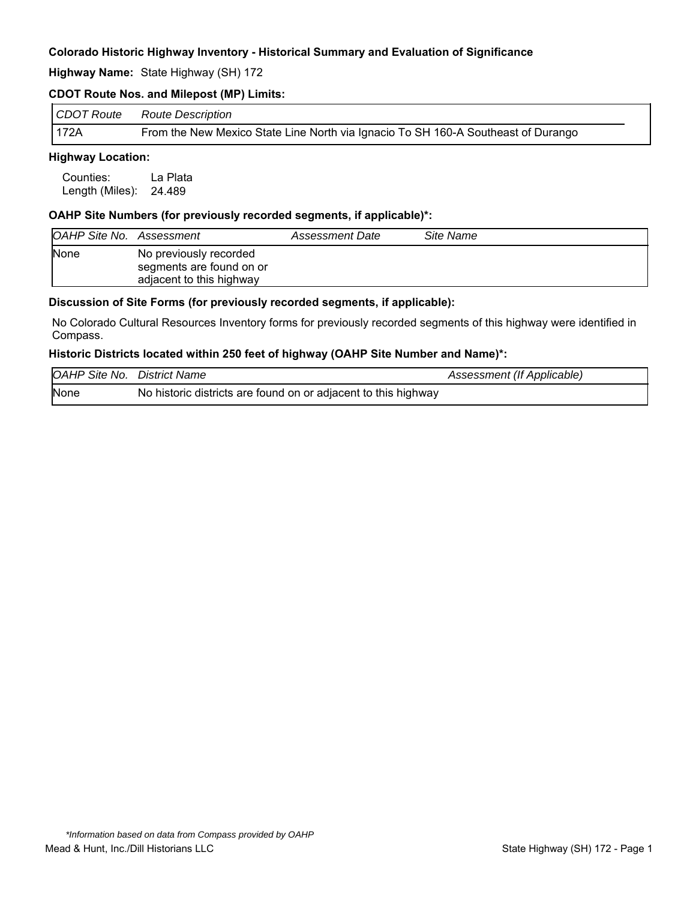**Colorado Historic Highway Inventory - Historical Summary and Evaluation of Significance**

**Highway Name:** State Highway (SH) 172

**CDOT Route Nos. and Milepost (MP) Limits:**

| *CDOT Route* | *Route Description* |
|---|---|
| 172A | From the New Mexico State Line North via Ignacio To SH 160-A Southeast of Durango |

**Highway Location:**

Counties: La Plata
Length (Miles): 24.489

**OAHP Site Numbers (for previously recorded segments, if applicable)*:**

| *OAHP Site No.* | *Assessment* | *Assessment Date* | *Site Name* |
|---|---|---|---|
| None | No previously recorded segments are found on or adjacent to this highway | | |

**Discussion of Site Forms (for previously recorded segments, if applicable):**

No Colorado Cultural Resources Inventory forms for previously recorded segments of this highway were identified in Compass.

**Historic Districts located within 250 feet of highway (OAHP Site Number and Name)*:**

| *OAHP Site No.* | *District Name* | *Assessment (If Applicable)* |
|---|---|---|
| None | No historic districts are found on or adjacent to this highway | |

*\*Information based on data from Compass provided by OAHP*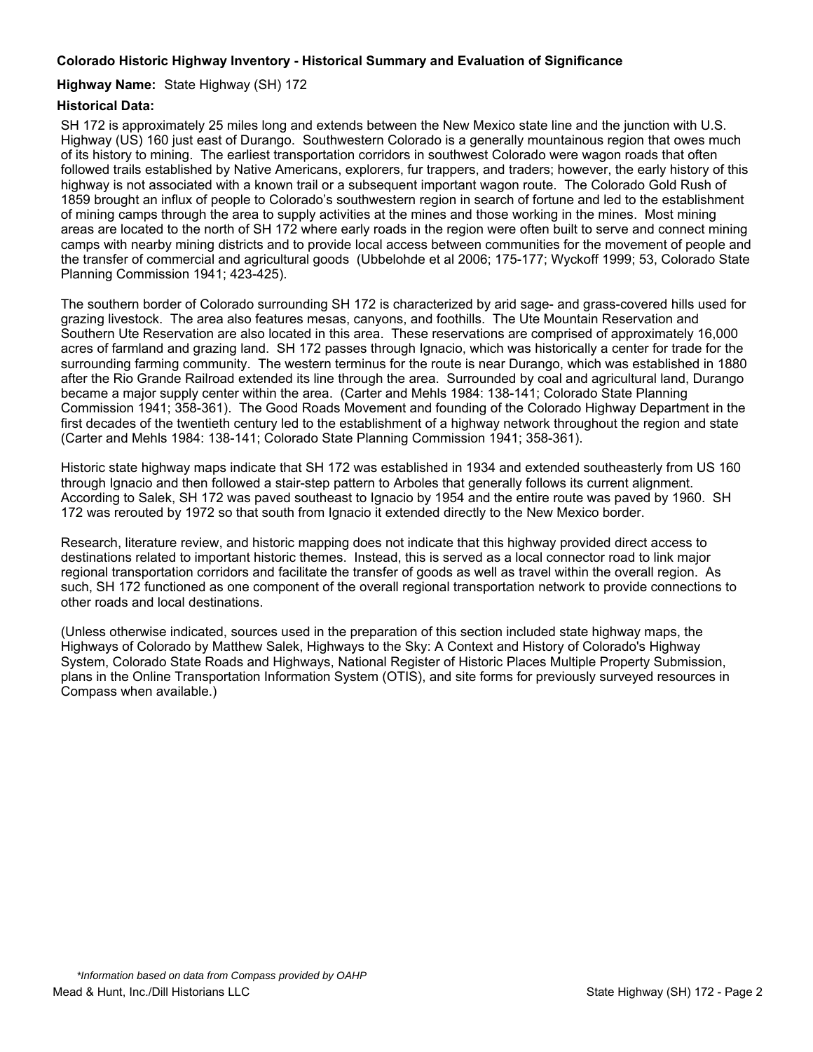**Colorado Historic Highway Inventory - Historical Summary and Evaluation of Significance**

**Highway Name:** State Highway (SH) 172

**Historical Data:**

SH 172 is approximately 25 miles long and extends between the New Mexico state line and the junction with U.S. Highway (US) 160 just east of Durango. Southwestern Colorado is a generally mountainous region that owes much of its history to mining. The earliest transportation corridors in southwest Colorado were wagon roads that often followed trails established by Native Americans, explorers, fur trappers, and traders; however, the early history of this highway is not associated with a known trail or a subsequent important wagon route. The Colorado Gold Rush of 1859 brought an influx of people to Colorado's southwestern region in search of fortune and led to the establishment of mining camps through the area to supply activities at the mines and those working in the mines. Most mining areas are located to the north of SH 172 where early roads in the region were often built to serve and connect mining camps with nearby mining districts and to provide local access between communities for the movement of people and the transfer of commercial and agricultural goods (Ubbelohde et al 2006; 175-177; Wyckoff 1999; 53, Colorado State Planning Commission 1941; 423-425).

The southern border of Colorado surrounding SH 172 is characterized by arid sage- and grass-covered hills used for grazing livestock. The area also features mesas, canyons, and foothills. The Ute Mountain Reservation and Southern Ute Reservation are also located in this area. These reservations are comprised of approximately 16,000 acres of farmland and grazing land. SH 172 passes through Ignacio, which was historically a center for trade for the surrounding farming community. The western terminus for the route is near Durango, which was established in 1880 after the Rio Grande Railroad extended its line through the area. Surrounded by coal and agricultural land, Durango became a major supply center within the area. (Carter and Mehls 1984: 138-141; Colorado State Planning Commission 1941; 358-361). The Good Roads Movement and founding of the Colorado Highway Department in the first decades of the twentieth century led to the establishment of a highway network throughout the region and state (Carter and Mehls 1984: 138-141; Colorado State Planning Commission 1941; 358-361).

Historic state highway maps indicate that SH 172 was established in 1934 and extended southeasterly from US 160 through Ignacio and then followed a stair-step pattern to Arboles that generally follows its current alignment. According to Salek, SH 172 was paved southeast to Ignacio by 1954 and the entire route was paved by 1960. SH 172 was rerouted by 1972 so that south from Ignacio it extended directly to the New Mexico border.

Research, literature review, and historic mapping does not indicate that this highway provided direct access to destinations related to important historic themes. Instead, this is served as a local connector road to link major regional transportation corridors and facilitate the transfer of goods as well as travel within the overall region. As such, SH 172 functioned as one component of the overall regional transportation network to provide connections to other roads and local destinations.

(Unless otherwise indicated, sources used in the preparation of this section included state highway maps, the Highways of Colorado by Matthew Salek, Highways to the Sky: A Context and History of Colorado's Highway System, Colorado State Roads and Highways, National Register of Historic Places Multiple Property Submission, plans in the Online Transportation Information System (OTIS), and site forms for previously surveyed resources in Compass when available.)

*\*Information based on data from Compass provided by OAHP*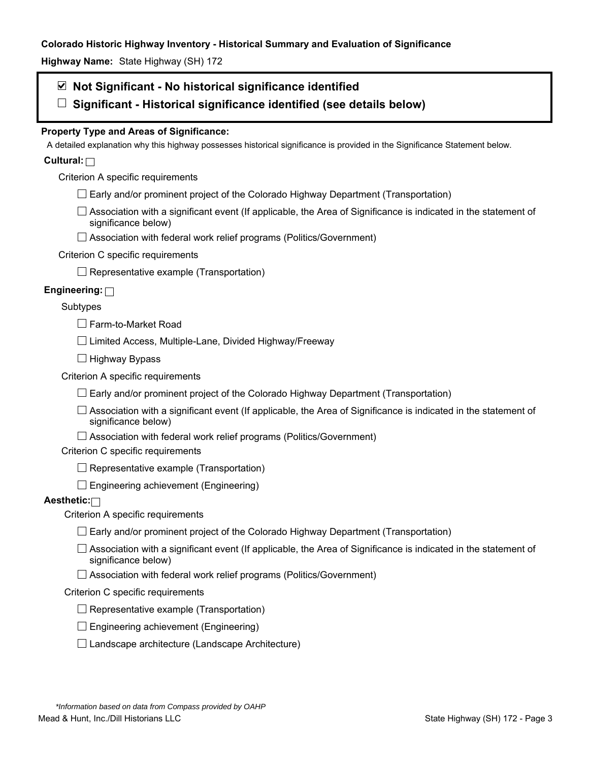**Colorado Historic Highway Inventory - Historical Summary and Evaluation of Significance**

**Highway Name:** State Highway (SH) 172

☑ **Not Significant - No historical significance identified**

☐ **Significant - Historical significance identified (see details below)**

**Property Type and Areas of Significance:**

A detailed explanation why this highway possesses historical significance is provided in the Significance Statement below.

**Cultural:** ☐

Criterion A specific requirements

- ☐ Early and/or prominent project of the Colorado Highway Department (Transportation)
- ☐ Association with a significant event (If applicable, the Area of Significance is indicated in the statement of significance below)
- ☐ Association with federal work relief programs (Politics/Government)

Criterion C specific requirements

- ☐ Representative example (Transportation)

**Engineering:** ☐

Subtypes

- ☐ Farm-to-Market Road
- ☐ Limited Access, Multiple-Lane, Divided Highway/Freeway
- ☐ Highway Bypass

Criterion A specific requirements

- ☐ Early and/or prominent project of the Colorado Highway Department (Transportation)
- ☐ Association with a significant event (If applicable, the Area of Significance is indicated in the statement of significance below)
- ☐ Association with federal work relief programs (Politics/Government)

Criterion C specific requirements

- ☐ Representative example (Transportation)
- ☐ Engineering achievement (Engineering)

**Aesthetic:** ☐

Criterion A specific requirements

- ☐ Early and/or prominent project of the Colorado Highway Department (Transportation)
- ☐ Association with a significant event (If applicable, the Area of Significance is indicated in the statement of significance below)
- ☐ Association with federal work relief programs (Politics/Government)

Criterion C specific requirements

- ☐ Representative example (Transportation)
- ☐ Engineering achievement (Engineering)
- ☐ Landscape architecture (Landscape Architecture)

*\*Information based on data from Compass provided by OAHP*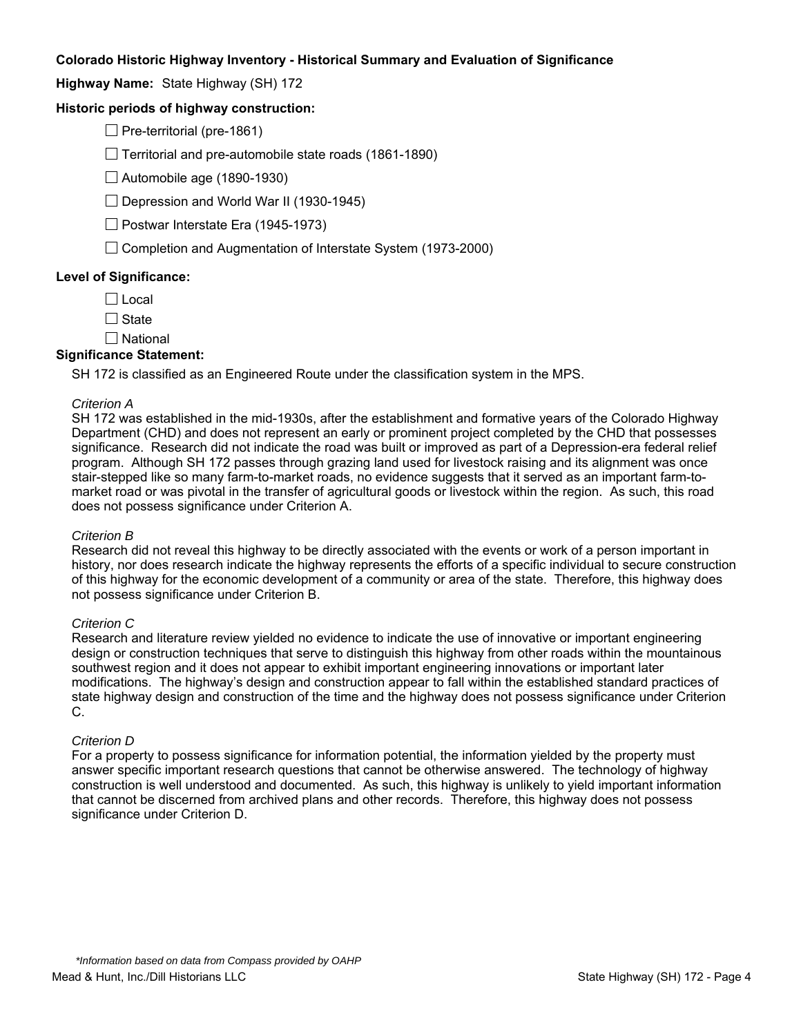**Colorado Historic Highway Inventory - Historical Summary and Evaluation of Significance**

**Highway Name:** State Highway (SH) 172

**Historic periods of highway construction:**

- ☐ Pre-territorial (pre-1861)
- ☐ Territorial and pre-automobile state roads (1861-1890)
- ☐ Automobile age (1890-1930)
- ☐ Depression and World War II (1930-1945)
- ☐ Postwar Interstate Era (1945-1973)
- ☐ Completion and Augmentation of Interstate System (1973-2000)

**Level of Significance:**

- ☐ Local
- ☐ State
- ☐ National

**Significance Statement:**

SH 172 is classified as an Engineered Route under the classification system in the MPS.

*Criterion A*

SH 172 was established in the mid-1930s, after the establishment and formative years of the Colorado Highway Department (CHD) and does not represent an early or prominent project completed by the CHD that possesses significance. Research did not indicate the road was built or improved as part of a Depression-era federal relief program. Although SH 172 passes through grazing land used for livestock raising and its alignment was once stair-stepped like so many farm-to-market roads, no evidence suggests that it served as an important farm-to-market road or was pivotal in the transfer of agricultural goods or livestock within the region. As such, this road does not possess significance under Criterion A.

*Criterion B*

Research did not reveal this highway to be directly associated with the events or work of a person important in history, nor does research indicate the highway represents the efforts of a specific individual to secure construction of this highway for the economic development of a community or area of the state. Therefore, this highway does not possess significance under Criterion B.

*Criterion C*

Research and literature review yielded no evidence to indicate the use of innovative or important engineering design or construction techniques that serve to distinguish this highway from other roads within the mountainous southwest region and it does not appear to exhibit important engineering innovations or important later modifications. The highway's design and construction appear to fall within the established standard practices of state highway design and construction of the time and the highway does not possess significance under Criterion C.

*Criterion D*

For a property to possess significance for information potential, the information yielded by the property must answer specific important research questions that cannot be otherwise answered. The technology of highway construction is well understood and documented. As such, this highway is unlikely to yield important information that cannot be discerned from archived plans and other records. Therefore, this highway does not possess significance under Criterion D.

*\*Information based on data from Compass provided by OAHP*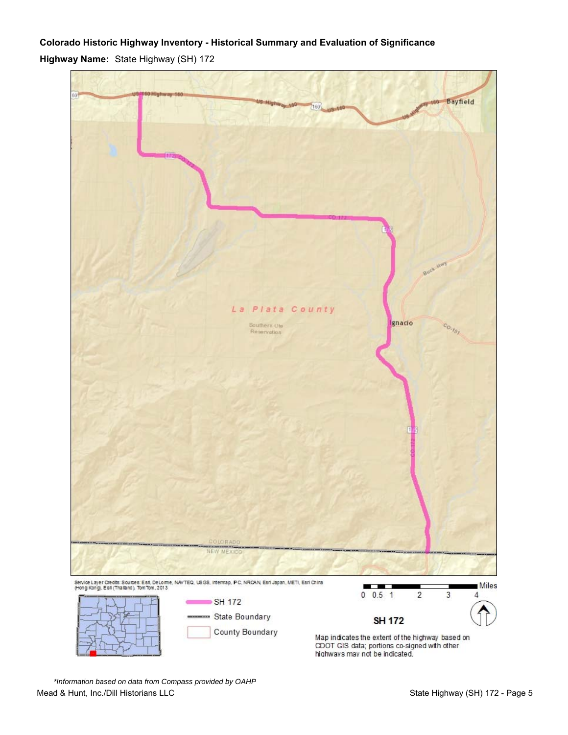**Colorado Historic Highway Inventory - Historical Summary and Evaluation of Significance**

**Highway Name:** State Highway (SH) 172

US-160 Highway 160

US Highway 160

US-160

US Highway 160

Bayfield

CO-172

Buck Hwy

La Plata County

Southern Ute Reservation

Ignacio

CO-151

CO-172

COLORADO

NEW MEXICO

Service Layer Credits: Sources: Esri, DeLorme, NAVTEQ, USGS, Intermap, iPC, NRCAN, Esri Japan, METI, Esri China (Hong Kong), Esri (Thailand), TomTom, 2013

SH 172

State Boundary

County Boundary

Miles

0 0.5 1 2 3 4

SH 172

Map indicates the extent of the highway based on CDOT GIS data; portions co-signed with other highways may not be indicated.

*Information based on data from Compass provided by OAHP*